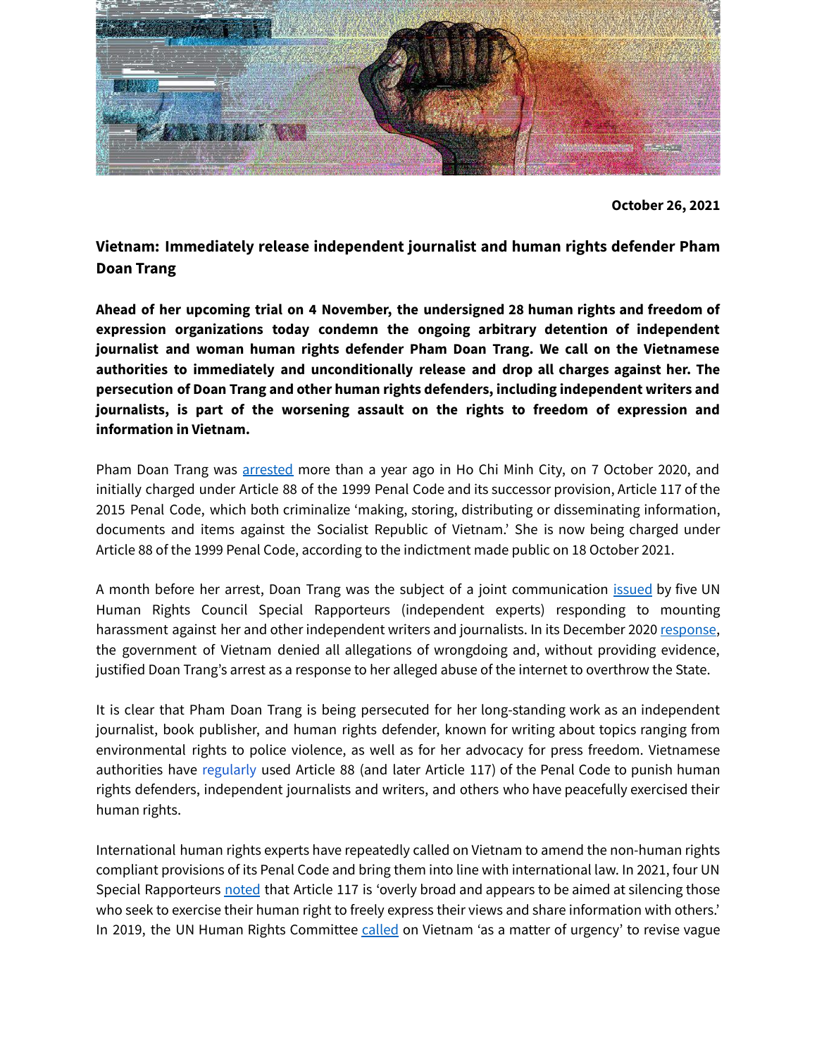**October 26, 2021**

# Vietnam: Immediately release independent journalist and human rights defender Pham Doan Trang

**Ahead of her upcoming trial on 4 November, the undersigned 28 human rights and freedom of expression organizations today condemn the ongoing arbitrary detention of independent journalist and woman human rights defender Pham Doan Trang. We call on the Vietnamese authorities to immediately and unconditionally release and drop all charges against her. The persecution of Doan Trang and other human rights defenders, including independent writers and journalists, is part of the worsening assault on the rights to freedom of expression and information in Vietnam.**

Pham Doan Trang was arrested more than a year ago in Ho Chi Minh City, on 7 October 2020, and initially charged under Article 88 of the 1999 Penal Code and its successor provision, Article 117 of the 2015 Penal Code, which both criminalize 'making, storing, distributing or disseminating information, documents and items against the Socialist Republic of Vietnam.' She is now being charged under Article 88 of the 1999 Penal Code, according to the indictment made public on 18 October 2021.

A month before her arrest, Doan Trang was the subject of a joint communication issued by five UN Human Rights Council Special Rapporteurs (independent experts) responding to mounting harassment against her and other independent writers and journalists. In its December 2020 response, the government of Vietnam denied all allegations of wrongdoing and, without providing evidence, justified Doan Trang's arrest as a response to her alleged abuse of the internet to overthrow the State.

It is clear that Pham Doan Trang is being persecuted for her long-standing work as an independent journalist, book publisher, and human rights defender, known for writing about topics ranging from environmental rights to police violence, as well as for her advocacy for press freedom. Vietnamese authorities have regularly used Article 88 (and later Article 117) of the Penal Code to punish human rights defenders, independent journalists and writers, and others who have peacefully exercised their human rights.

International human rights experts have repeatedly called on Vietnam to amend the non-human rights compliant provisions of its Penal Code and bring them into line with international law. In 2021, four UN Special Rapporteurs noted that Article 117 is 'overly broad and appears to be aimed at silencing those who seek to exercise their human right to freely express their views and share information with others.' In 2019, the UN Human Rights Committee called on Vietnam 'as a matter of urgency' to revise vague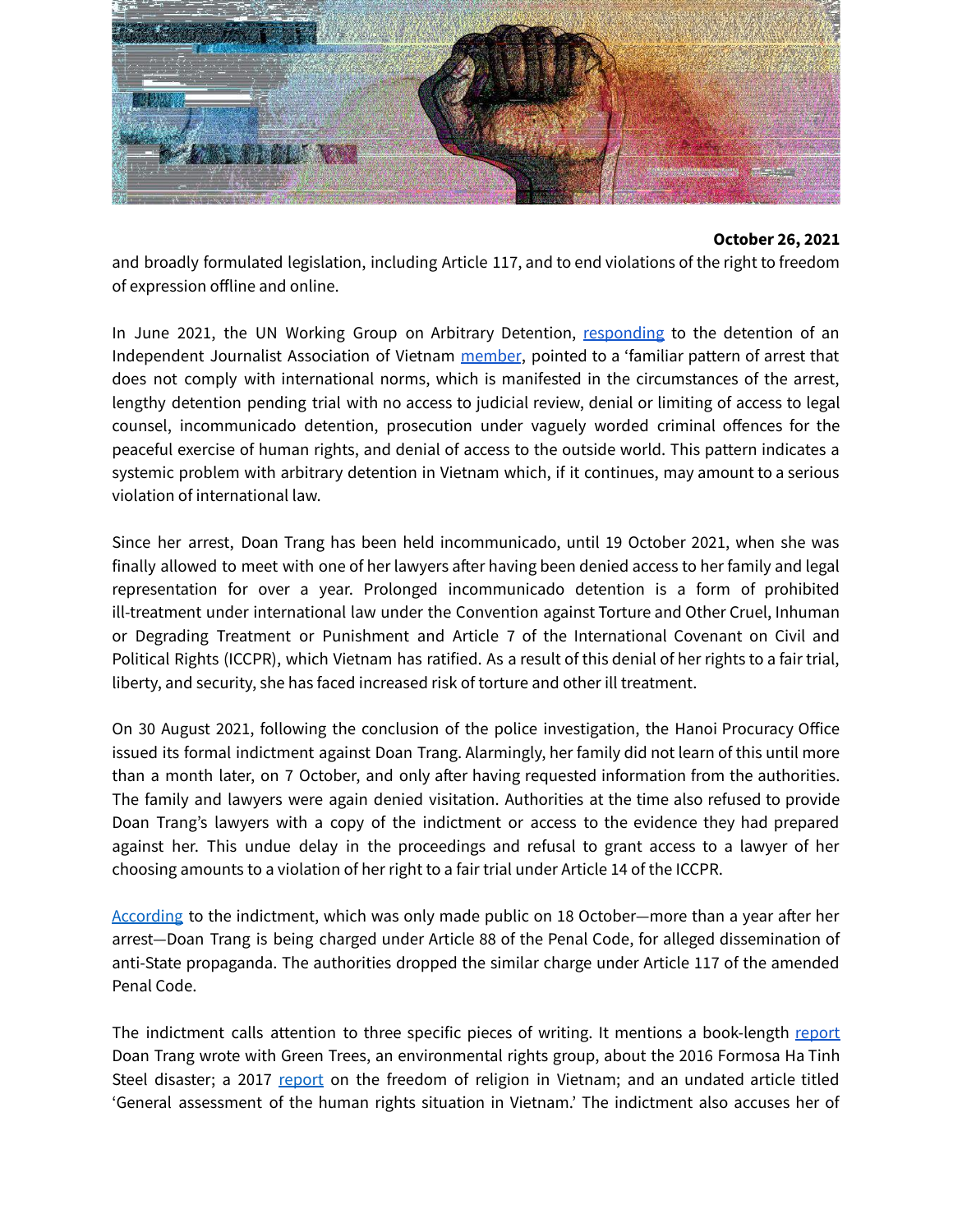**October 26, 2021**

and broadly formulated legislation, including Article 117, and to end violations of the right to freedom of expression offline and online.

In June 2021, the UN Working Group on Arbitrary Detention, [responding](#) to the detention of an Independent Journalist Association of Vietnam [member](#), pointed to a 'familiar pattern of arrest that does not comply with international norms, which is manifested in the circumstances of the arrest, lengthy detention pending trial with no access to judicial review, denial or limiting of access to legal counsel, incommunicado detention, prosecution under vaguely worded criminal offences for the peaceful exercise of human rights, and denial of access to the outside world. This pattern indicates a systemic problem with arbitrary detention in Vietnam which, if it continues, may amount to a serious violation of international law.

Since her arrest, Doan Trang has been held incommunicado, until 19 October 2021, when she was finally allowed to meet with one of her lawyers after having been denied access to her family and legal representation for over a year. Prolonged incommunicado detention is a form of prohibited ill-treatment under international law under the Convention against Torture and Other Cruel, Inhuman or Degrading Treatment or Punishment and Article 7 of the International Covenant on Civil and Political Rights (ICCPR), which Vietnam has ratified. As a result of this denial of her rights to a fair trial, liberty, and security, she has faced increased risk of torture and other ill treatment.

On 30 August 2021, following the conclusion of the police investigation, the Hanoi Procuracy Office issued its formal indictment against Doan Trang. Alarmingly, her family did not learn of this until more than a month later, on 7 October, and only after having requested information from the authorities. The family and lawyers were again denied visitation. Authorities at the time also refused to provide Doan Trang's lawyers with a copy of the indictment or access to the evidence they had prepared against her. This undue delay in the proceedings and refusal to grant access to a lawyer of her choosing amounts to a violation of her right to a fair trial under Article 14 of the ICCPR.

[According](#) to the indictment, which was only made public on 18 October—more than a year after her arrest—Doan Trang is being charged under Article 88 of the Penal Code, for alleged dissemination of anti-State propaganda. The authorities dropped the similar charge under Article 117 of the amended Penal Code.

The indictment calls attention to three specific pieces of writing. It mentions a book-length [report](#) Doan Trang wrote with Green Trees, an environmental rights group, about the 2016 Formosa Ha Tinh Steel disaster; a 2017 [report](#) on the freedom of religion in Vietnam; and an undated article titled 'General assessment of the human rights situation in Vietnam.' The indictment also accuses her of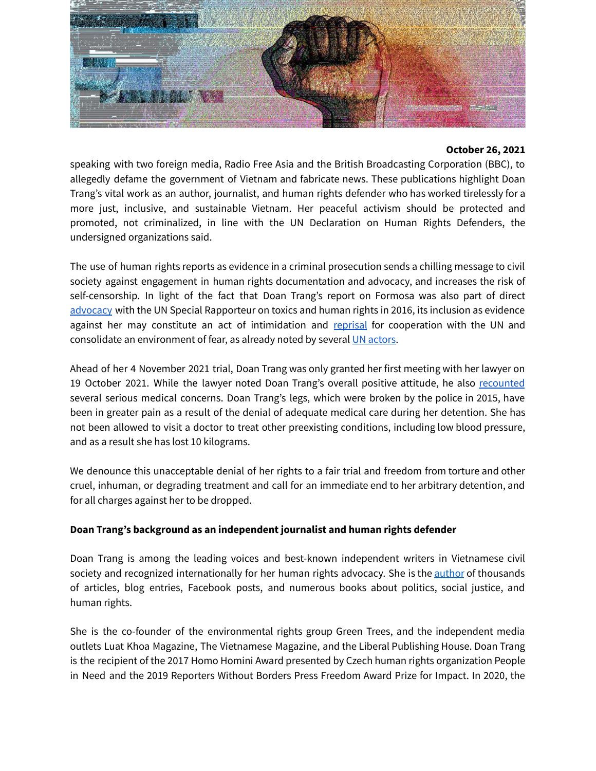**October 26, 2021**

speaking with two foreign media, Radio Free Asia and the British Broadcasting Corporation (BBC), to allegedly defame the government of Vietnam and fabricate news. These publications highlight Doan Trang's vital work as an author, journalist, and human rights defender who has worked tirelessly for a more just, inclusive, and sustainable Vietnam. Her peaceful activism should be protected and promoted, not criminalized, in line with the UN Declaration on Human Rights Defenders, the undersigned organizations said.

The use of human rights reports as evidence in a criminal prosecution sends a chilling message to civil society against engagement in human rights documentation and advocacy, and increases the risk of self-censorship. In light of the fact that Doan Trang's report on Formosa was also part of direct advocacy with the UN Special Rapporteur on toxics and human rights in 2016, its inclusion as evidence against her may constitute an act of intimidation and reprisal for cooperation with the UN and consolidate an environment of fear, as already noted by several UN actors.

Ahead of her 4 November 2021 trial, Doan Trang was only granted her first meeting with her lawyer on 19 October 2021. While the lawyer noted Doan Trang's overall positive attitude, he also recounted several serious medical concerns. Doan Trang's legs, which were broken by the police in 2015, have been in greater pain as a result of the denial of adequate medical care during her detention. She has not been allowed to visit a doctor to treat other preexisting conditions, including low blood pressure, and as a result she has lost 10 kilograms.

We denounce this unacceptable denial of her rights to a fair trial and freedom from torture and other cruel, inhuman, or degrading treatment and call for an immediate end to her arbitrary detention, and for all charges against her to be dropped.

**Doan Trang's background as an independent journalist and human rights defender**

Doan Trang is among the leading voices and best-known independent writers in Vietnamese civil society and recognized internationally for her human rights advocacy. She is the author of thousands of articles, blog entries, Facebook posts, and numerous books about politics, social justice, and human rights.

She is the co-founder of the environmental rights group Green Trees, and the independent media outlets Luat Khoa Magazine, The Vietnamese Magazine, and the Liberal Publishing House. Doan Trang is the recipient of the 2017 Homo Homini Award presented by Czech human rights organization People in Need and the 2019 Reporters Without Borders Press Freedom Award Prize for Impact. In 2020, the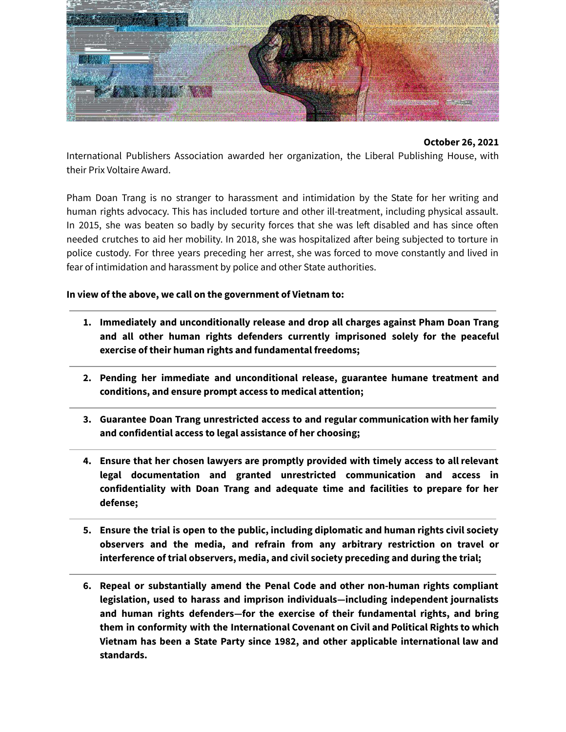**October 26, 2021**

International Publishers Association awarded her organization, the Liberal Publishing House, with their Prix Voltaire Award.

Pham Doan Trang is no stranger to harassment and intimidation by the State for her writing and human rights advocacy. This has included torture and other ill-treatment, including physical assault. In 2015, she was beaten so badly by security forces that she was left disabled and has since often needed crutches to aid her mobility. In 2018, she was hospitalized after being subjected to torture in police custody. For three years preceding her arrest, she was forced to move constantly and lived in fear of intimidation and harassment by police and other State authorities.

**In view of the above, we call on the government of Vietnam to:**

1. **Immediately and unconditionally release and drop all charges against Pham Doan Trang and all other human rights defenders currently imprisoned solely for the peaceful exercise of their human rights and fundamental freedoms;**
2. **Pending her immediate and unconditional release, guarantee humane treatment and conditions, and ensure prompt access to medical attention;**
3. **Guarantee Doan Trang unrestricted access to and regular communication with her family and confidential access to legal assistance of her choosing;**
4. **Ensure that her chosen lawyers are promptly provided with timely access to all relevant legal documentation and granted unrestricted communication and access in confidentiality with Doan Trang and adequate time and facilities to prepare for her defense;**
5. **Ensure the trial is open to the public, including diplomatic and human rights civil society observers and the media, and refrain from any arbitrary restriction on travel or interference of trial observers, media, and civil society preceding and during the trial;**
6. **Repeal or substantially amend the Penal Code and other non-human rights compliant legislation, used to harass and imprison individuals—including independent journalists and human rights defenders—for the exercise of their fundamental rights, and bring them in conformity with the International Covenant on Civil and Political Rights to which Vietnam has been a State Party since 1982, and other applicable international law and standards.**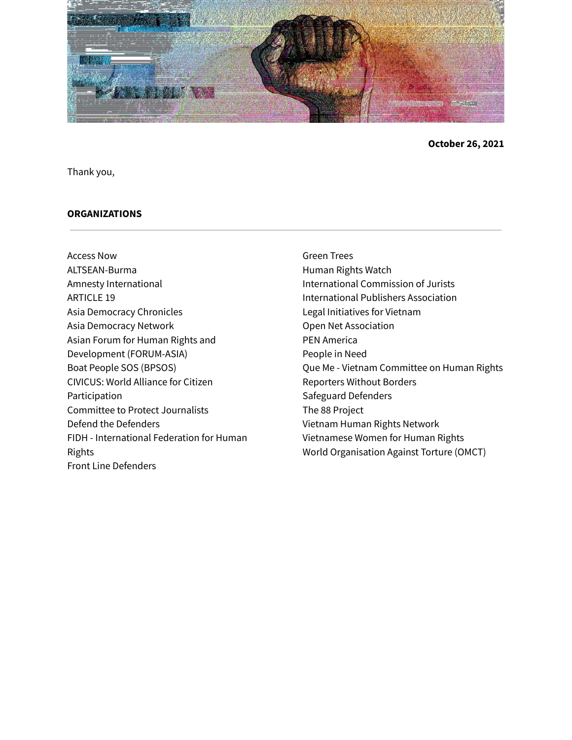**October 26, 2021**

Thank you,

**ORGANIZATIONS**

---

Access Now
ALTSEAN-Burma
Amnesty International
ARTICLE 19
Asia Democracy Chronicles
Asia Democracy Network
Asian Forum for Human Rights and Development (FORUM-ASIA)
Boat People SOS (BPSOS)
CIVICUS: World Alliance for Citizen Participation
Committee to Protect Journalists
Defend the Defenders
FIDH - International Federation for Human Rights
Front Line Defenders
Green Trees
Human Rights Watch
International Commission of Jurists
International Publishers Association
Legal Initiatives for Vietnam
Open Net Association
PEN America
People in Need
Que Me - Vietnam Committee on Human Rights
Reporters Without Borders
Safeguard Defenders
The 88 Project
Vietnam Human Rights Network
Vietnamese Women for Human Rights
World Organisation Against Torture (OMCT)